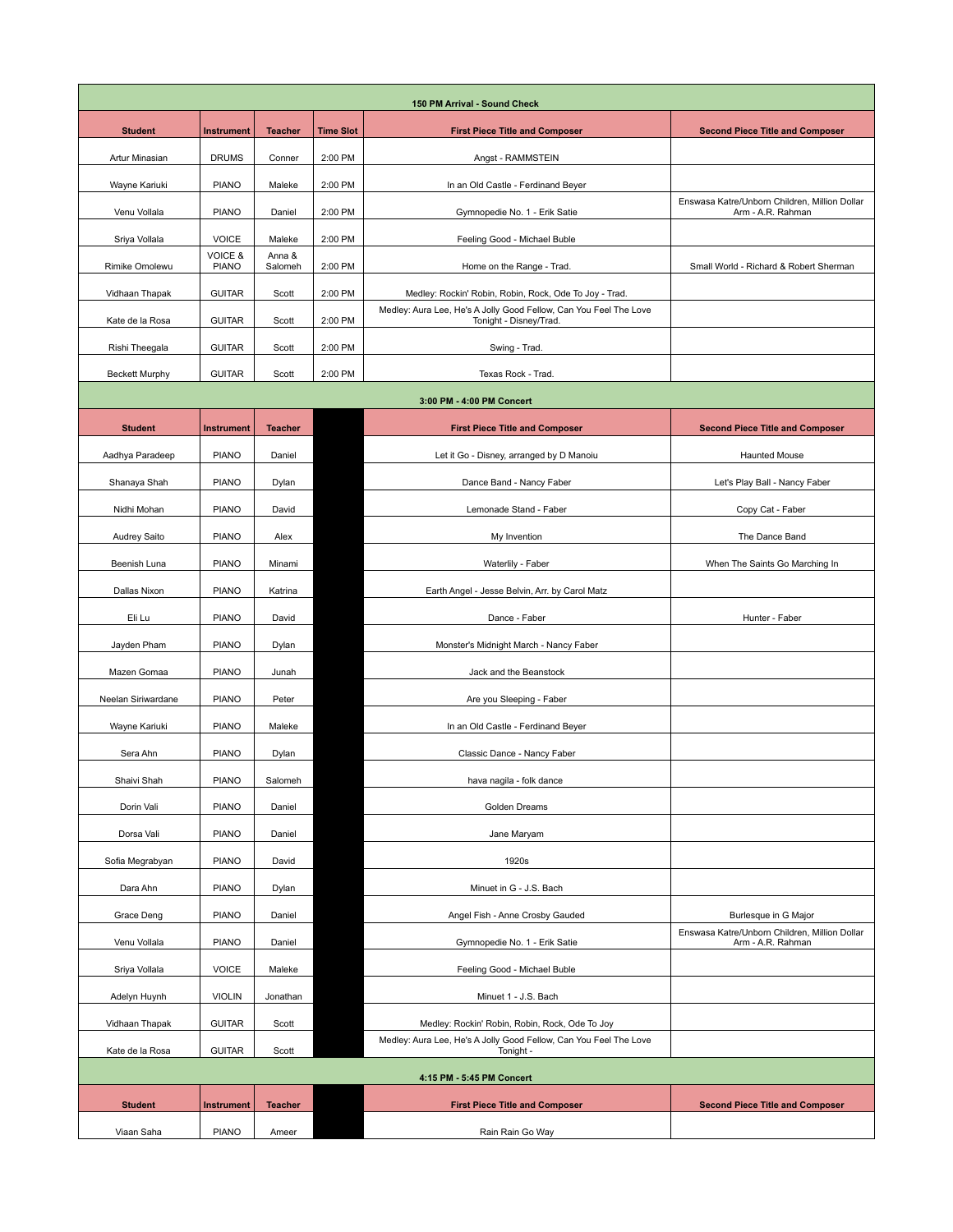| 150 PM Arrival - Sound Check | | | | | |
|---|---|---|---|---|---|
| **Student** | **Instrument** | **Teacher** | **Time Slot** | **First Piece Title and Composer** | **Second Piece Title and Composer** |
| Artur Minasian | DRUMS | Conner | 2:00 PM | Angst - RAMMSTEIN | |
| Wayne Kariuki | PIANO | Maleke | 2:00 PM | In an Old Castle - Ferdinand Beyer | |
| Venu Vollala | PIANO | Daniel | 2:00 PM | Gymnopedie No. 1 - Erik Satie | Enswasa Katre/Unborn Children, Million Dollar Arm - A.R. Rahman |
| Sriya Vollala | VOICE | Maleke | 2:00 PM | Feeling Good - Michael Buble | |
| Rimike Omolewu | VOICE & PIANO | Anna & Salomeh | 2:00 PM | Home on the Range - Trad. | Small World - Richard & Robert Sherman |
| Vidhaan Thapak | GUITAR | Scott | 2:00 PM | Medley: Rockin' Robin, Robin, Rock, Ode To Joy - Trad. | |
| Kate de la Rosa | GUITAR | Scott | 2:00 PM | Medley: Aura Lee, He's A Jolly Good Fellow, Can You Feel The Love Tonight - Disney/Trad. | |
| Rishi Theegala | GUITAR | Scott | 2:00 PM | Swing - Trad. | |
| Beckett Murphy | GUITAR | Scott | 2:00 PM | Texas Rock - Trad. | |

| 3:00 PM - 4:00 PM Concert | | | | | |
|---|---|---|---|---|---|
| **Student** | **Instrument** | **Teacher** | | **First Piece Title and Composer** | **Second Piece Title and Composer** |
| Aadhya Paradeep | PIANO | Daniel | | Let it Go - Disney, arranged by D Manoiu | Haunted Mouse |
| Shanaya Shah | PIANO | Dylan | | Dance Band - Nancy Faber | Let's Play Ball - Nancy Faber |
| Nidhi Mohan | PIANO | David | | Lemonade Stand - Faber | Copy Cat - Faber |
| Audrey Saito | PIANO | Alex | | My Invention | The Dance Band |
| Beenish Luna | PIANO | Minami | | Waterlily - Faber | When The Saints Go Marching In |
| Dallas Nixon | PIANO | Katrina | | Earth Angel - Jesse Belvin, Arr. by Carol Matz | |
| Eli Lu | PIANO | David | | Dance - Faber | Hunter - Faber |
| Jayden Pham | PIANO | Dylan | | Monster's Midnight March - Nancy Faber | |
| Mazen Gomaa | PIANO | Junah | | Jack and the Beanstock | |
| Neelan Siriwardane | PIANO | Peter | | Are you Sleeping - Faber | |
| Wayne Kariuki | PIANO | Maleke | | In an Old Castle - Ferdinand Beyer | |
| Sera Ahn | PIANO | Dylan | | Classic Dance - Nancy Faber | |
| Shaivi Shah | PIANO | Salomeh | | hava nagila - folk dance | |
| Dorin Vali | PIANO | Daniel | | Golden Dreams | |
| Dorsa Vali | PIANO | Daniel | | Jane Maryam | |
| Sofia Megrabyan | PIANO | David | | 1920s | |
| Dara Ahn | PIANO | Dylan | | Minuet in G - J.S. Bach | |
| Grace Deng | PIANO | Daniel | | Angel Fish - Anne Crosby Gauded | Burlesque in G Major |
| Venu Vollala | PIANO | Daniel | | Gymnopedie No. 1 - Erik Satie | Enswasa Katre/Unborn Children, Million Dollar Arm - A.R. Rahman |
| Sriya Vollala | VOICE | Maleke | | Feeling Good - Michael Buble | |
| Adelyn Huynh | VIOLIN | Jonathan | | Minuet 1 - J.S. Bach | |
| Vidhaan Thapak | GUITAR | Scott | | Medley: Rockin' Robin, Robin, Rock, Ode To Joy | |
| Kate de la Rosa | GUITAR | Scott | | Medley: Aura Lee, He's A Jolly Good Fellow, Can You Feel The Love Tonight - | |

| 4:15 PM - 5:45 PM Concert | | | | | |
|---|---|---|---|---|---|
| **Student** | **Instrument** | **Teacher** | | **First Piece Title and Composer** | **Second Piece Title and Composer** |
| Viaan Saha | PIANO | Ameer | | Rain Rain Go Way | |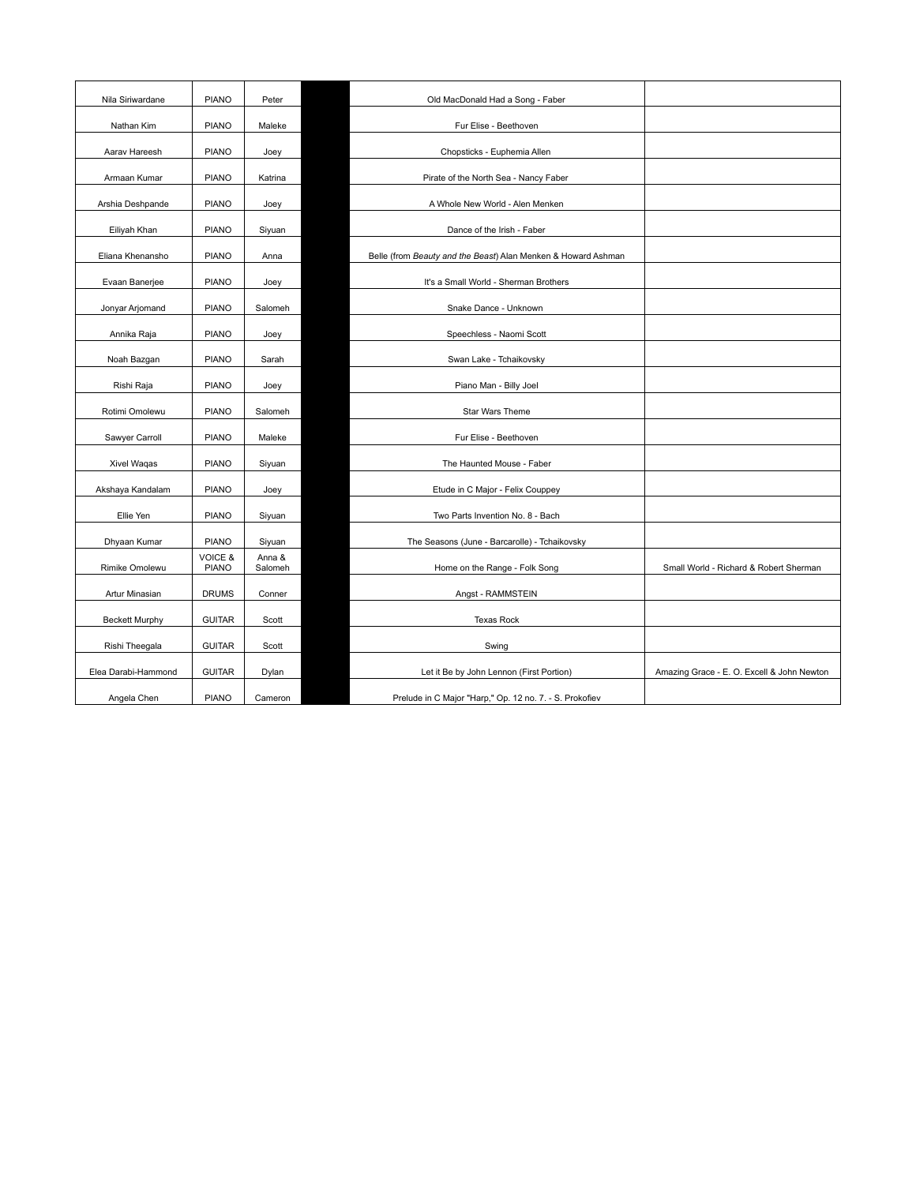| | | | | | |
|---|---|---|---|---|---|
| Nila Siriwardane | PIANO | Peter | | Old MacDonald Had a Song - Faber | |
| Nathan Kim | PIANO | Maleke | | Fur Elise - Beethoven | |
| Aarav Hareesh | PIANO | Joey | | Chopsticks - Euphemia Allen | |
| Armaan Kumar | PIANO | Katrina | | Pirate of the North Sea - Nancy Faber | |
| Arshia Deshpande | PIANO | Joey | | A Whole New World - Alen Menken | |
| Eiliyah Khan | PIANO | Siyuan | | Dance of the Irish - Faber | |
| Eliana Khenansho | PIANO | Anna | | Belle (from *Beauty and the Beast*) Alan Menken & Howard Ashman | |
| Evaan Banerjee | PIANO | Joey | | It's a Small World - Sherman Brothers | |
| Jonyar Arjomand | PIANO | Salomeh | | Snake Dance - Unknown | |
| Annika Raja | PIANO | Joey | | Speechless - Naomi Scott | |
| Noah Bazgan | PIANO | Sarah | | Swan Lake - Tchaikovsky | |
| Rishi Raja | PIANO | Joey | | Piano Man - Billy Joel | |
| Rotimi Omolewu | PIANO | Salomeh | | Star Wars Theme | |
| Sawyer Carroll | PIANO | Maleke | | Fur Elise - Beethoven | |
| Xivel Waqas | PIANO | Siyuan | | The Haunted Mouse - Faber | |
| Akshaya Kandalam | PIANO | Joey | | Etude in C Major - Felix Couppey | |
| Ellie Yen | PIANO | Siyuan | | Two Parts Invention No. 8 - Bach | |
| Dhyaan Kumar | PIANO | Siyuan | | The Seasons (June - Barcarolle) - Tchaikovsky | |
| Rimike Omolewu | VOICE & PIANO | Anna & Salomeh | | Home on the Range - Folk Song | Small World - Richard & Robert Sherman |
| Artur Minasian | DRUMS | Conner | | Angst - RAMMSTEIN | |
| Beckett Murphy | GUITAR | Scott | | Texas Rock | |
| Rishi Theegala | GUITAR | Scott | | Swing | |
| Elea Darabi-Hammond | GUITAR | Dylan | | Let it Be by John Lennon (First Portion) | Amazing Grace - E. O. Excell & John Newton |
| Angela Chen | PIANO | Cameron | | Prelude in C Major "Harp," Op. 12 no. 7. - S. Prokofiev | |